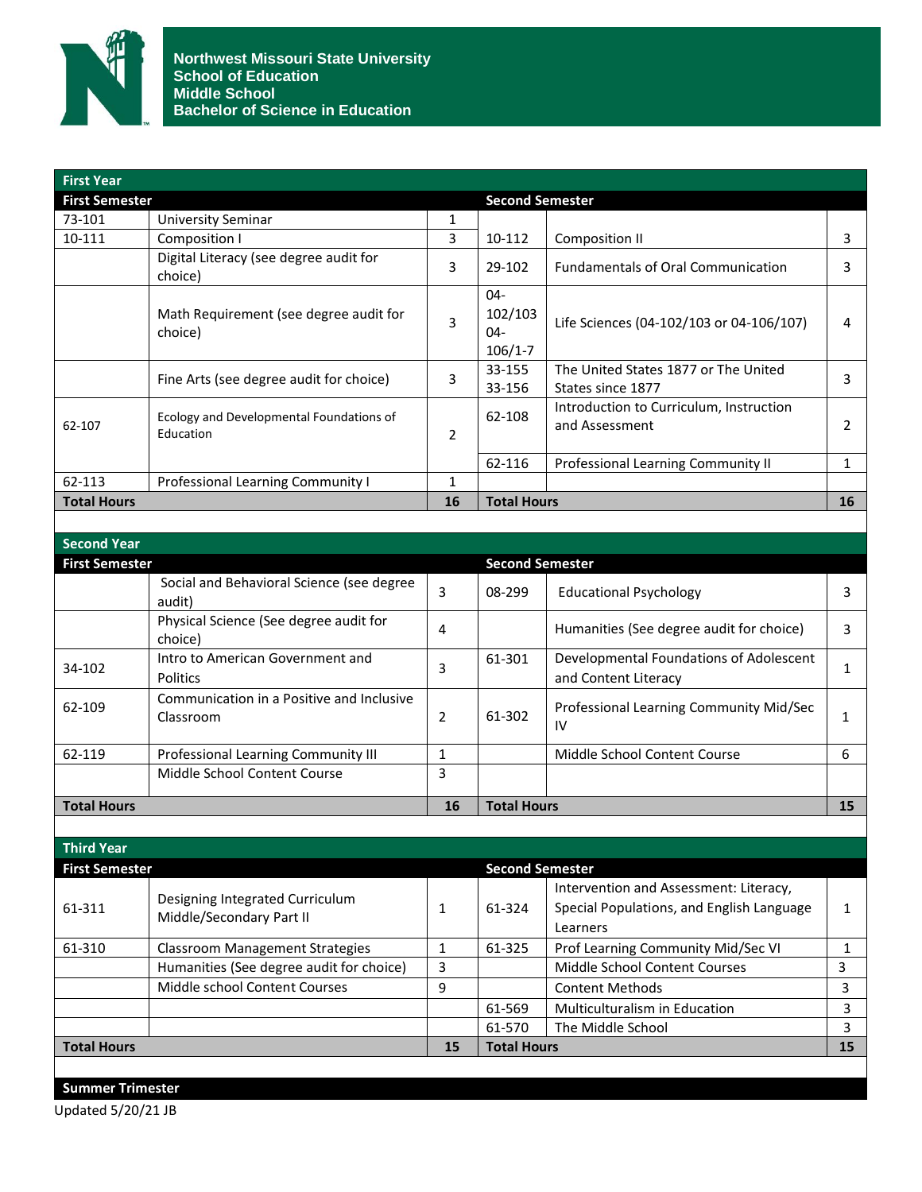# Northwest Missouri State University
## School of Education
## Middle School
## Bachelor of Science in Education

### First Year

| First Semester | | | Second Semester | | |
|---|---|---|---|---|---|
| 73-101 | University Seminar | 1 | | | |
| 10-111 | Composition I | 3 | 10-112 | Composition II | 3 |
| | Digital Literacy (see degree audit for choice) | 3 | 29-102 | Fundamentals of Oral Communication | 3 |
| | Math Requirement (see degree audit for choice) | 3 | 04-102/103 04-106/1-7 | Life Sciences (04-102/103 or 04-106/107) | 4 |
| | Fine Arts (see degree audit for choice) | 3 | 33-155 33-156 | The United States 1877 or The United States since 1877 | 3 |
| 62-107 | Ecology and Developmental Foundations of Education | 2 | 62-108 | Introduction to Curriculum, Instruction and Assessment | 2 |
| | | | 62-116 | Professional Learning Community II | 1 |
| 62-113 | Professional Learning Community I | 1 | | | |
| **Total Hours** | | **16** | **Total Hours** | | **16** |

### Second Year

| First Semester | | | Second Semester | | |
|---|---|---|---|---|---|
| | Social and Behavioral Science (see degree audit) | 3 | 08-299 | Educational Psychology | 3 |
| | Physical Science (See degree audit for choice) | 4 | | Humanities (See degree audit for choice) | 3 |
| 34-102 | Intro to American Government and Politics | 3 | 61-301 | Developmental Foundations of Adolescent and Content Literacy | 1 |
| 62-109 | Communication in a Positive and Inclusive Classroom | 2 | 61-302 | Professional Learning Community Mid/Sec IV | 1 |
| 62-119 | Professional Learning Community III | 1 | | Middle School Content Course | 6 |
| | Middle School Content Course | 3 | | | |
| **Total Hours** | | **16** | **Total Hours** | | **15** |

### Third Year

| First Semester | | | Second Semester | | |
|---|---|---|---|---|---|
| 61-311 | Designing Integrated Curriculum Middle/Secondary Part II | 1 | 61-324 | Intervention and Assessment: Literacy, Special Populations, and English Language Learners | 1 |
| 61-310 | Classroom Management Strategies | 1 | 61-325 | Prof Learning Community Mid/Sec VI | 1 |
| | Humanities (See degree audit for choice) | 3 | | Middle School Content Courses | 3 |
| | Middle school Content Courses | 9 | | Content Methods | 3 |
| | | | 61-569 | Multiculturalism in Education | 3 |
| | | | 61-570 | The Middle School | 3 |
| **Total Hours** | | **15** | **Total Hours** | | **15** |

### Summer Trimester

Updated 5/20/21 JB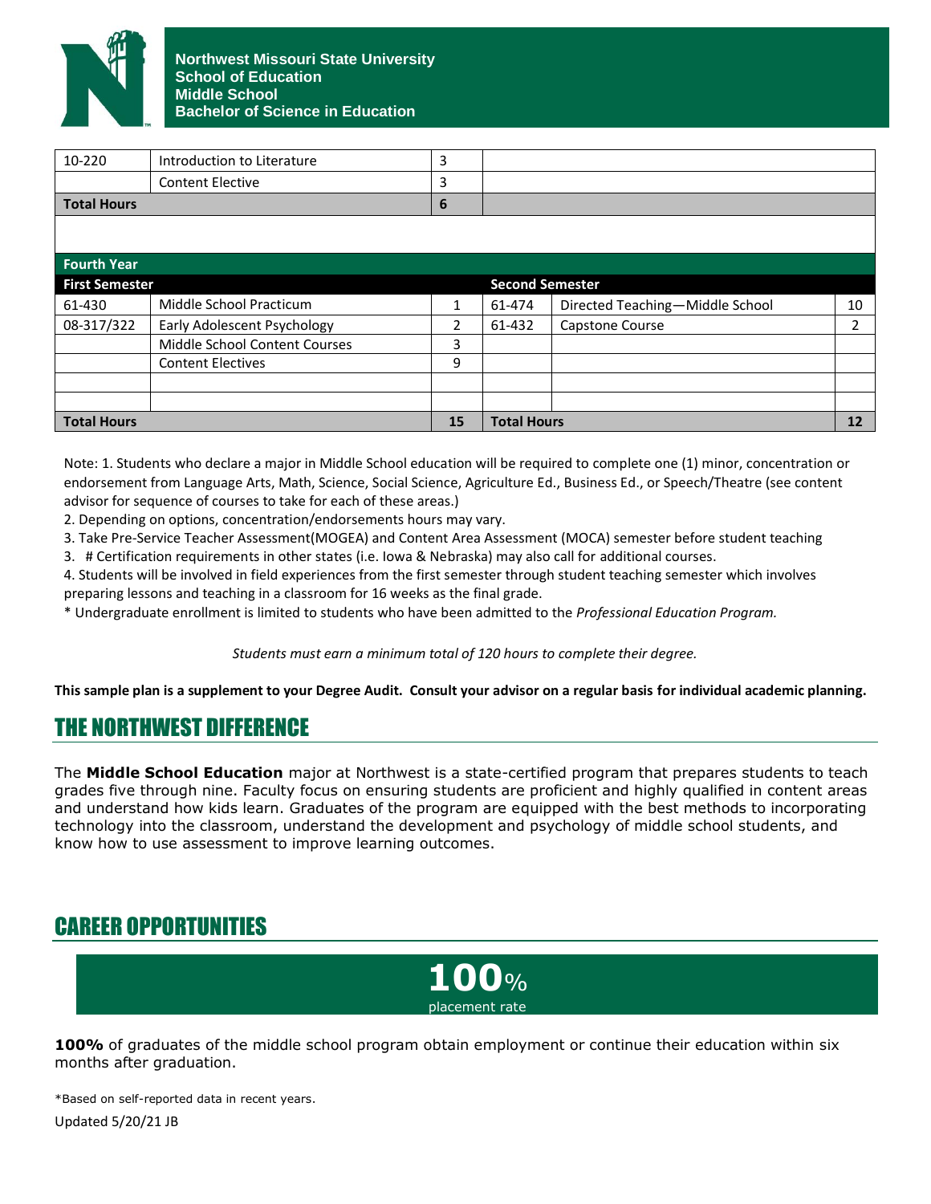**Northwest Missouri State University**
**School of Education**
**Middle School**
**Bachelor of Science in Education**

| | | | | | |
|---|---|---|---|---|---|
| 10-220 | Introduction to Literature | 3 | | | |
| | Content Elective | 3 | | | |
| **Total Hours** | | **6** | | | |

| **Fourth Year** | | | | | |
|---|---|---|---|---|---|
| **First Semester** | | | **Second Semester** | | |
| 61-430 | Middle School Practicum | 1 | 61-474 | Directed Teaching—Middle School | 10 |
| 08-317/322 | Early Adolescent Psychology | 2 | 61-432 | Capstone Course | 2 |
| | Middle School Content Courses | 3 | | | |
| | Content Electives | 9 | | | |
| | | | | | |
| | | | | | |
| **Total Hours** | | **15** | **Total Hours** | | **12** |

Note: 1. Students who declare a major in Middle School education will be required to complete one (1) minor, concentration or endorsement from Language Arts, Math, Science, Social Science, Agriculture Ed., Business Ed., or Speech/Theatre (see content advisor for sequence of courses to take for each of these areas.)

2. Depending on options, concentration/endorsements hours may vary.

3. Take Pre-Service Teacher Assessment(MOGEA) and Content Area Assessment (MOCA) semester before student teaching

3. # Certification requirements in other states (i.e. Iowa & Nebraska) may also call for additional courses.

4. Students will be involved in field experiences from the first semester through student teaching semester which involves preparing lessons and teaching in a classroom for 16 weeks as the final grade.

* Undergraduate enrollment is limited to students who have been admitted to the *Professional Education Program.*

*Students must earn a minimum total of 120 hours to complete their degree.*

**This sample plan is a supplement to your Degree Audit. Consult your advisor on a regular basis for individual academic planning.**

## THE NORTHWEST DIFFERENCE

The **Middle School Education** major at Northwest is a state-certified program that prepares students to teach grades five through nine. Faculty focus on ensuring students are proficient and highly qualified in content areas and understand how kids learn. Graduates of the program are equipped with the best methods to incorporating technology into the classroom, understand the development and psychology of middle school students, and know how to use assessment to improve learning outcomes.

## CAREER OPPORTUNITIES

**100**%
placement rate

**100%** of graduates of the middle school program obtain employment or continue their education within six months after graduation.

*Based on self-reported data in recent years.

Updated 5/20/21 JB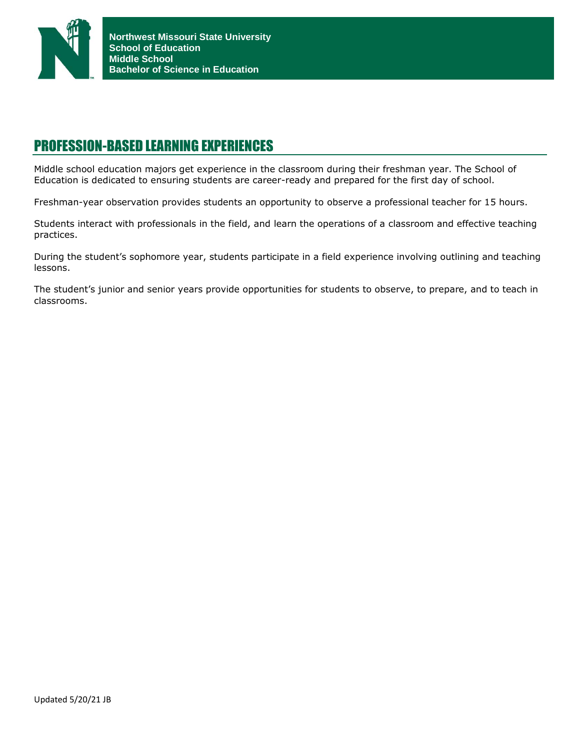**Northwest Missouri State University**
**School of Education**
**Middle School**
**Bachelor of Science in Education**

## PROFESSION-BASED LEARNING EXPERIENCES

Middle school education majors get experience in the classroom during their freshman year. The School of Education is dedicated to ensuring students are career-ready and prepared for the first day of school.

Freshman-year observation provides students an opportunity to observe a professional teacher for 15 hours.

Students interact with professionals in the field, and learn the operations of a classroom and effective teaching practices.

During the student's sophomore year, students participate in a field experience involving outlining and teaching lessons.

The student's junior and senior years provide opportunities for students to observe, to prepare, and to teach in classrooms.

Updated 5/20/21 JB